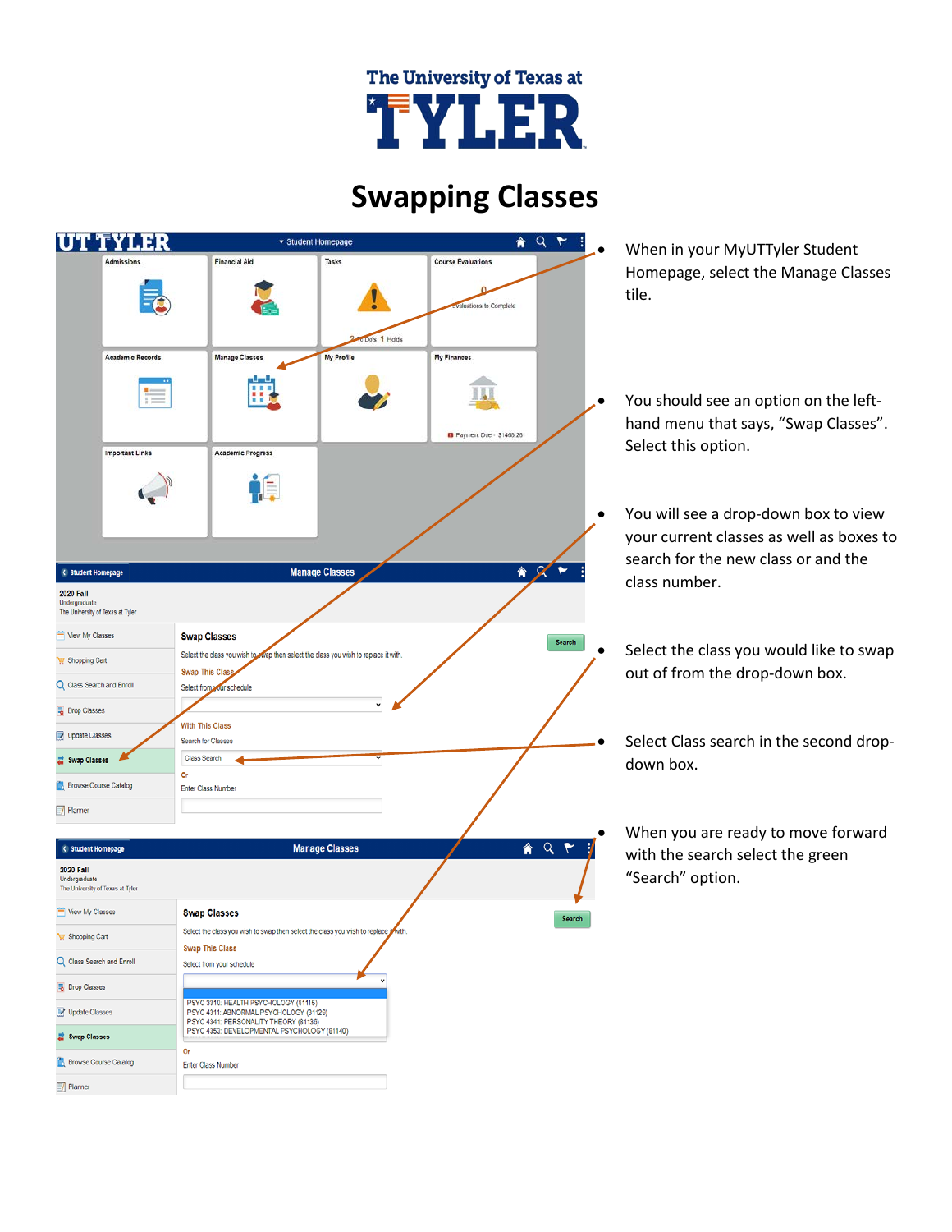# Swapping Classes

- When in your MyUTTyler Student Homepage, select the Manage Classes tile.
- You should see an option on the left-hand menu that says, "Swap Classes". Select this option.
- You will see a drop-down box to view your current classes as well as boxes to search for the new class or and the class number.
- Select the class you would like to swap out of from the drop-down box.
- Select Class search in the second drop-down box.
- When you are ready to move forward with the search select the green "Search" option.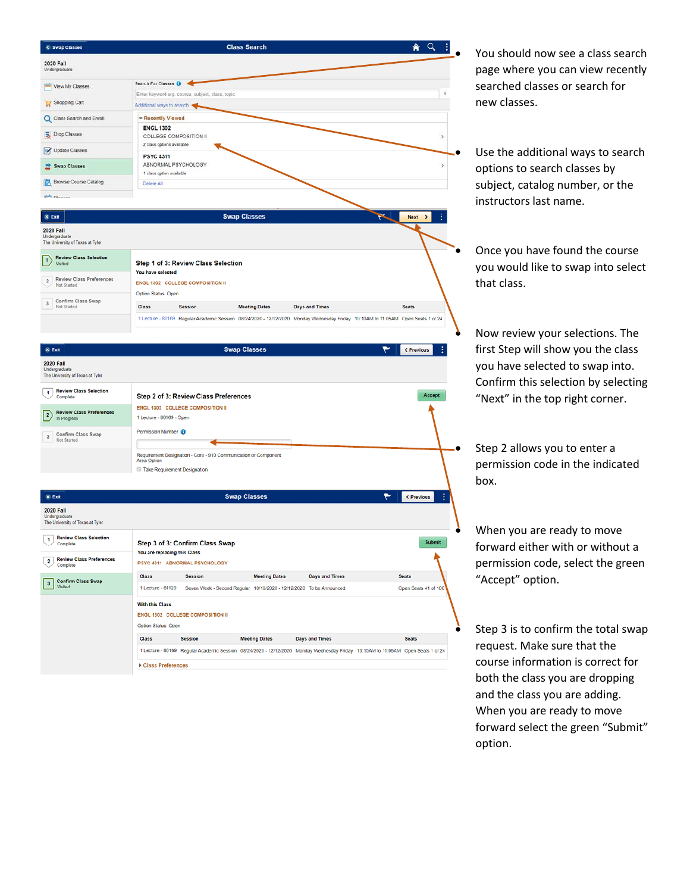- You should now see a class search page where you can view recently searched classes or search for new classes.

- Use the additional ways to search options to search classes by subject, catalog number, or the instructors last name.

- Once you have found the course you would like to swap into select that class.

- Now review your selections. The first Step will show you the class you have selected to swap into. Confirm this selection by selecting "Next" in the top right corner.

- Step 2 allows you to enter a permission code in the indicated box.

- When you are ready to move forward either with or without a permission code, select the green "Accept" option.

- Step 3 is to confirm the total swap request. Make sure that the course information is correct for both the class you are dropping and the class you are adding. When you are ready to move forward select the green "Submit" option.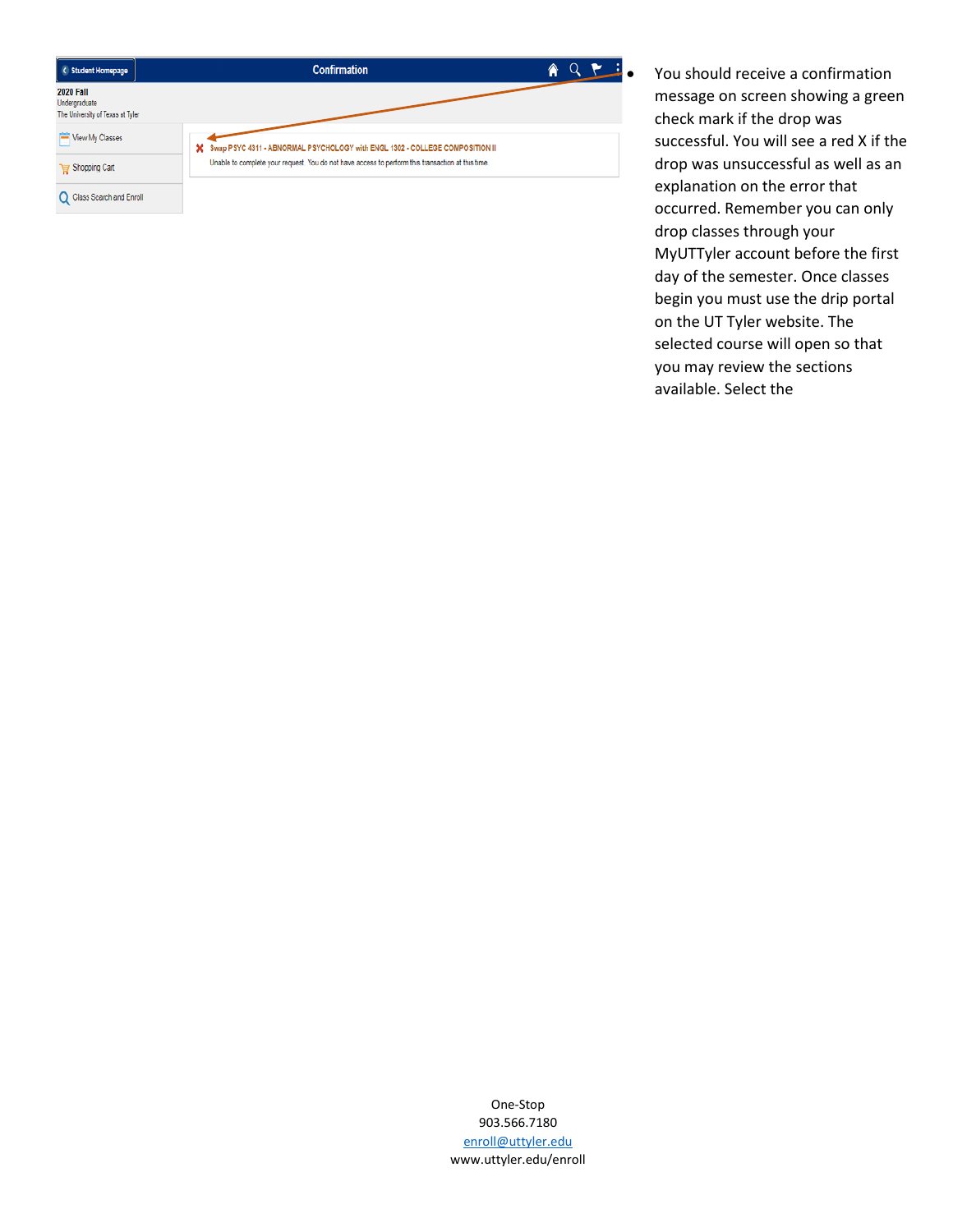- You should receive a confirmation message on screen showing a green check mark if the drop was successful. You will see a red X if the drop was unsuccessful as well as an explanation on the error that occurred. Remember you can only drop classes through your MyUTTyler account before the first day of the semester. Once classes begin you must use the drip portal on the UT Tyler website. The selected course will open so that you may review the sections available. Select the

One-Stop
903.566.7180
enroll@uttyler.edu
www.uttyler.edu/enroll